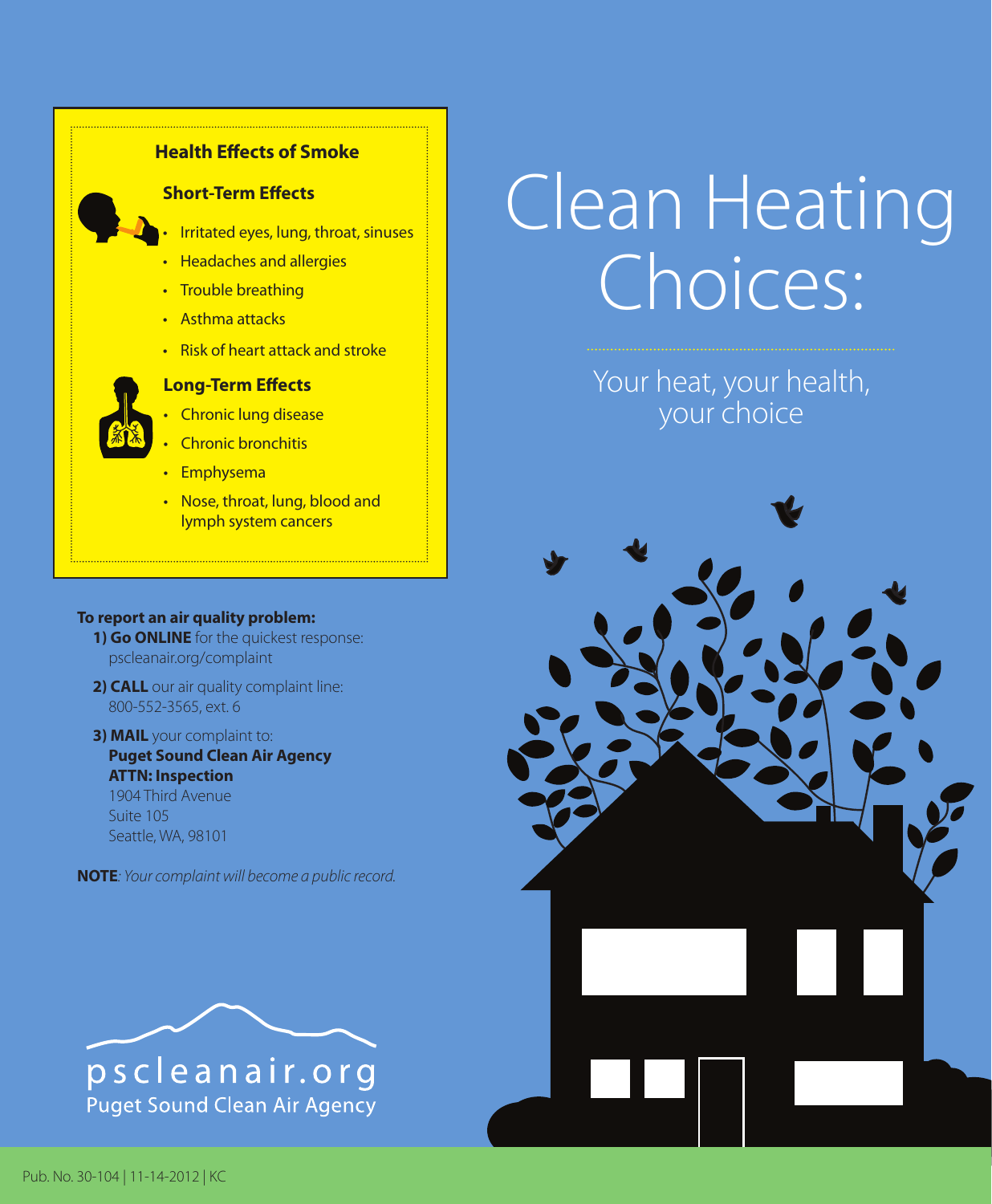# Clean Heating Choices:

Your heat, your health, your choice

## Health Effects of Smoke

### Short-Term Effects

- Irritated eyes, lung, throat, sinuses
- Headaches and allergies
- Trouble breathing
- Asthma attacks
- Risk of heart attack and stroke

### Long-Term Effects

- Chronic lung disease
- Chronic bronchitis
- Emphysema
- Nose, throat, lung, blood and lymph system cancers

**To report an air quality problem:**

**1) Go ONLINE** for the quickest response:
pscleanair.org/complaint

**2) CALL** our air quality complaint line:
800-552-3565, ext. 6

**3) MAIL** your complaint to:
**Puget Sound Clean Air Agency**
**ATTN: Inspection**
1904 Third Avenue
Suite 105
Seattle, WA, 98101

**NOTE**: *Your complaint will become a public record.*

pscleanair.org
Puget Sound Clean Air Agency

Pub. No. 30-104 | 11-14-2012 | KC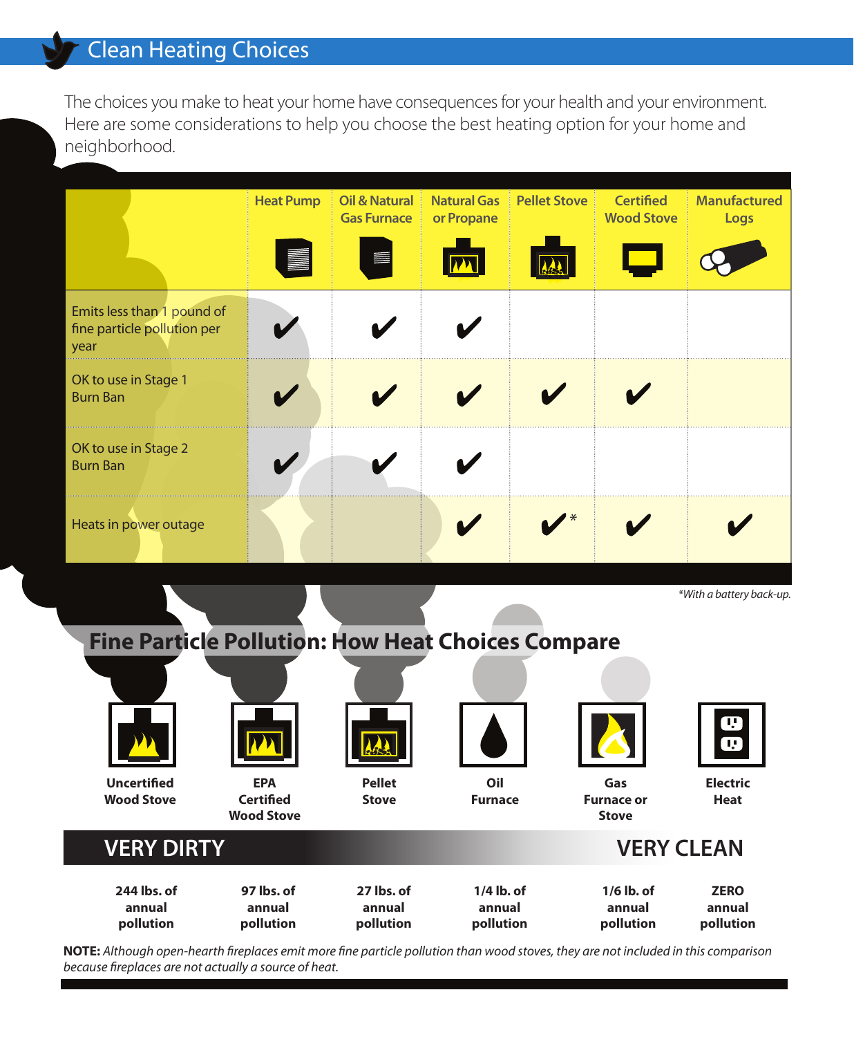## Clean Heating Choices

The choices you make to heat your home have consequences for your health and your environment. Here are some considerations to help you choose the best heating option for your home and neighborhood.

| | Heat Pump | Oil & Natural Gas Furnace | Natural Gas or Propane | Pellet Stove | Certified Wood Stove | Manufactured Logs |
|---|---|---|---|---|---|---|
| Emits less than 1 pound of fine particle pollution per year | ✔ | ✔ | ✔ | | | |
| OK to use in Stage 1 Burn Ban | ✔ | ✔ | ✔ | ✔ | ✔ | |
| OK to use in Stage 2 Burn Ban | ✔ | ✔ | ✔ | | | |
| Heats in power outage | | | ✔ | ✔* | ✔ | ✔ |

*With a battery back-up.

## Fine Particle Pollution: How Heat Choices Compare

Uncertified Wood Stove — 244 lbs. of annual pollution

EPA Certified Wood Stove — 97 lbs. of annual pollution

Pellet Stove — 27 lbs. of annual pollution

Oil Furnace — 1/4 lb. of annual pollution

Gas Furnace or Stove — 1/6 lb. of annual pollution

Electric Heat — ZERO annual pollution

VERY DIRTY

VERY CLEAN

**NOTE:** *Although open-hearth fireplaces emit more fine particle pollution than wood stoves, they are not included in this comparison because fireplaces are not actually a source of heat.*